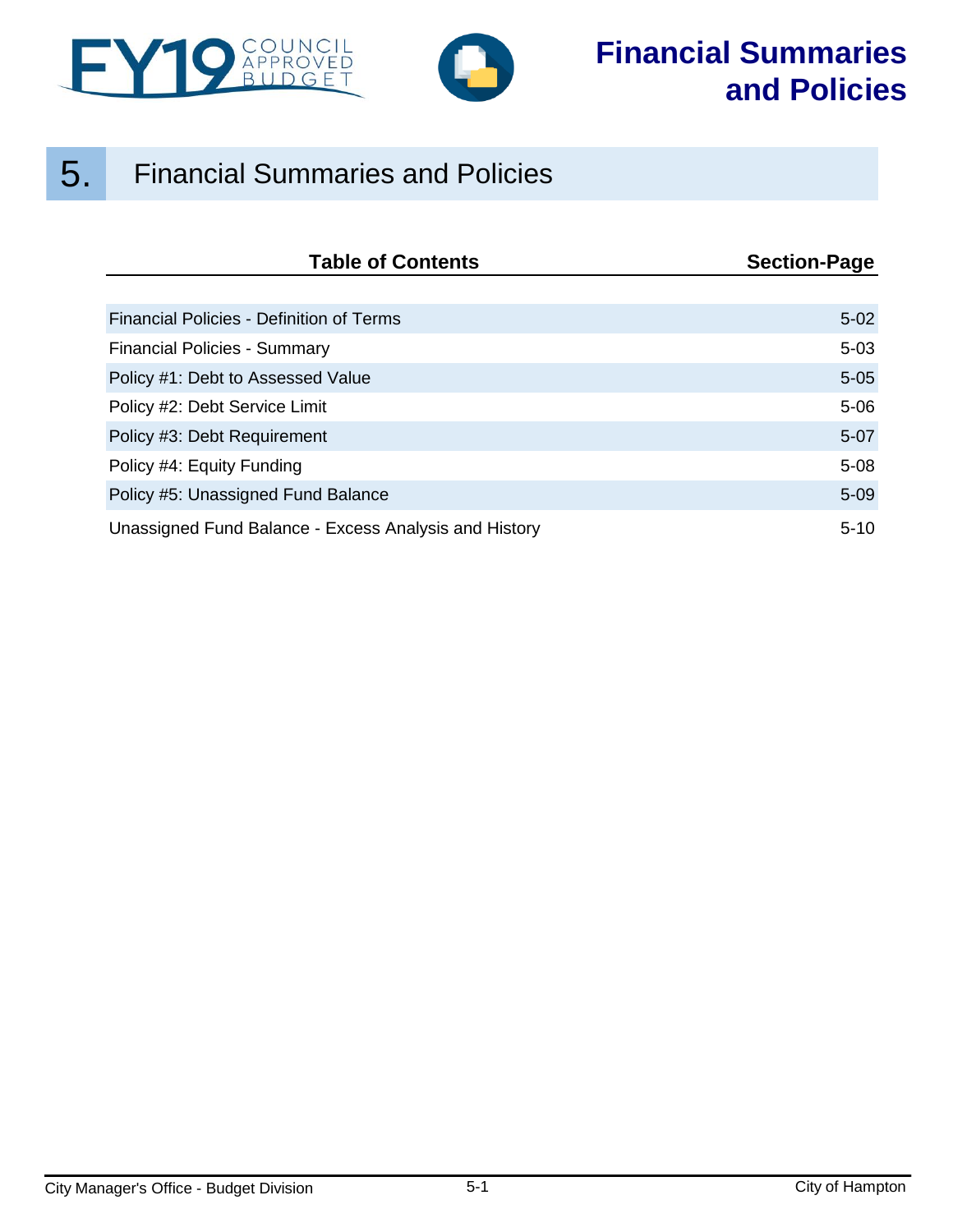# Financial Summaries and Policies

## 5. Financial Summaries and Policies

| Table of Contents | Section-Page |
|---|---|
| Financial Policies - Definition of Terms | 5-02 |
| Financial Policies - Summary | 5-03 |
| Policy #1: Debt to Assessed Value | 5-05 |
| Policy #2: Debt Service Limit | 5-06 |
| Policy #3: Debt Requirement | 5-07 |
| Policy #4: Equity Funding | 5-08 |
| Policy #5: Unassigned Fund Balance | 5-09 |
| Unassigned Fund Balance - Excess Analysis and History | 5-10 |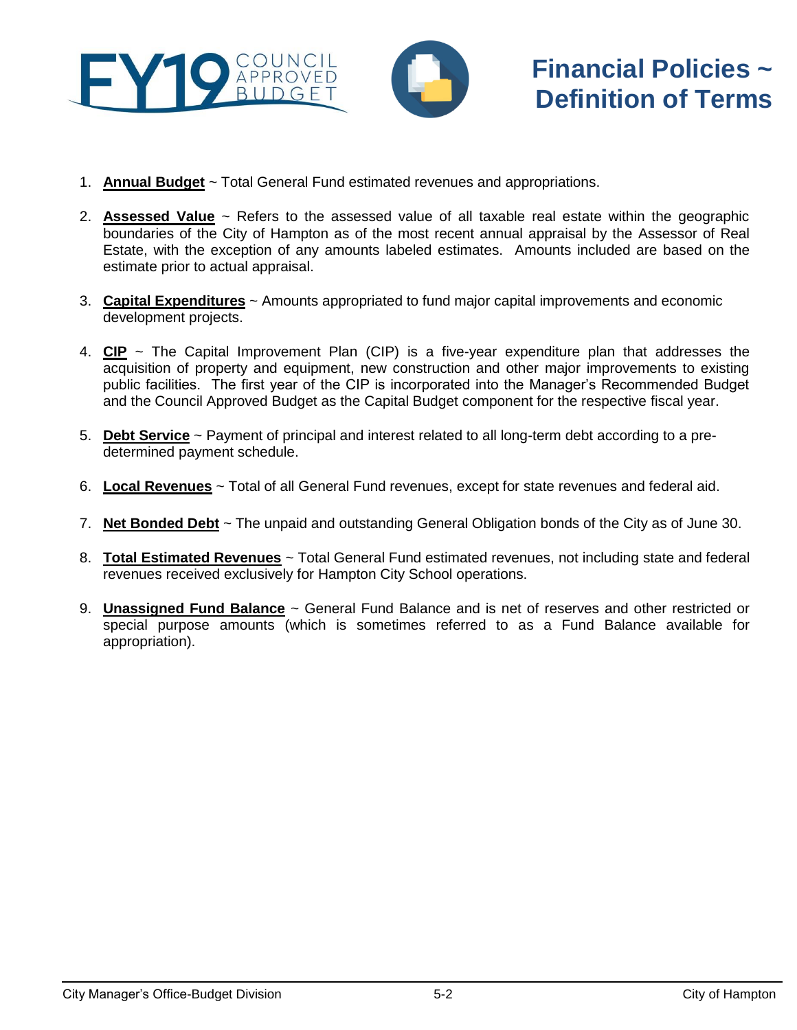# Financial Policies ~ Definition of Terms

1. **Annual Budget** ~ Total General Fund estimated revenues and appropriations.

2. **Assessed Value** ~ Refers to the assessed value of all taxable real estate within the geographic boundaries of the City of Hampton as of the most recent annual appraisal by the Assessor of Real Estate, with the exception of any amounts labeled estimates. Amounts included are based on the estimate prior to actual appraisal.

3. **Capital Expenditures** ~ Amounts appropriated to fund major capital improvements and economic development projects.

4. **CIP** ~ The Capital Improvement Plan (CIP) is a five-year expenditure plan that addresses the acquisition of property and equipment, new construction and other major improvements to existing public facilities. The first year of the CIP is incorporated into the Manager's Recommended Budget and the Council Approved Budget as the Capital Budget component for the respective fiscal year.

5. **Debt Service** ~ Payment of principal and interest related to all long-term debt according to a pre-determined payment schedule.

6. **Local Revenues** ~ Total of all General Fund revenues, except for state revenues and federal aid.

7. **Net Bonded Debt** ~ The unpaid and outstanding General Obligation bonds of the City as of June 30.

8. **Total Estimated Revenues** ~ Total General Fund estimated revenues, not including state and federal revenues received exclusively for Hampton City School operations.

9. **Unassigned Fund Balance** ~ General Fund Balance and is net of reserves and other restricted or special purpose amounts (which is sometimes referred to as a Fund Balance available for appropriation).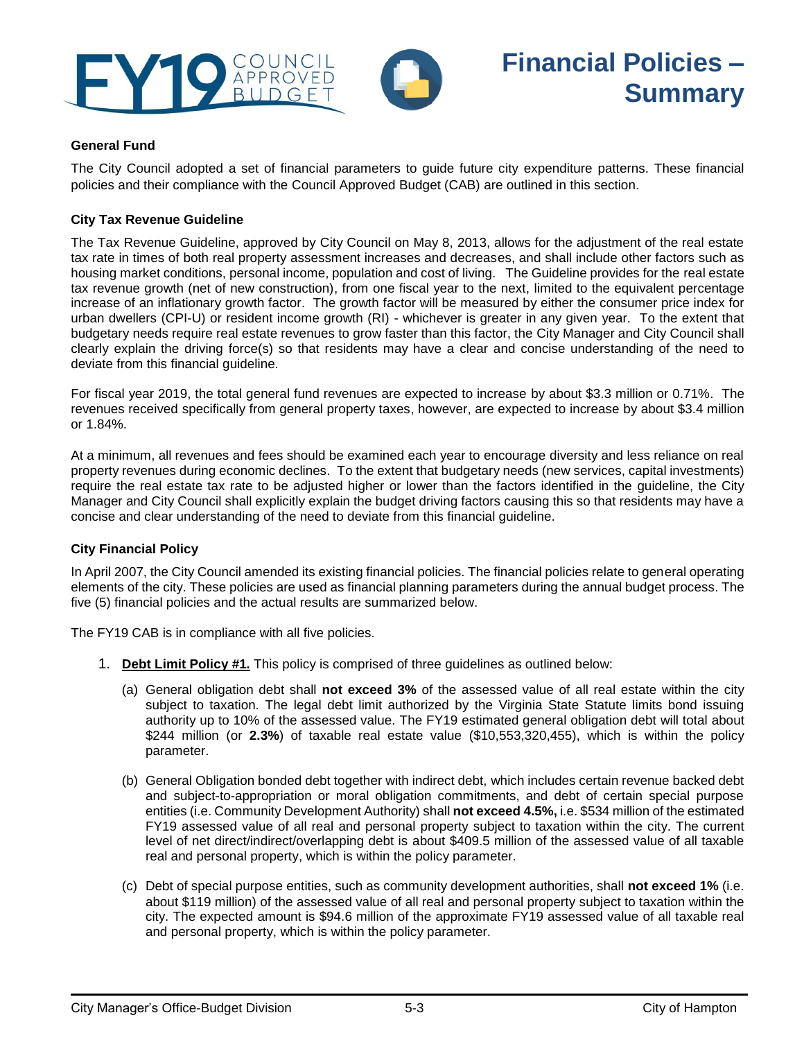# Financial Policies – Summary

### General Fund

The City Council adopted a set of financial parameters to guide future city expenditure patterns. These financial policies and their compliance with the Council Approved Budget (CAB) are outlined in this section.

### City Tax Revenue Guideline

The Tax Revenue Guideline, approved by City Council on May 8, 2013, allows for the adjustment of the real estate tax rate in times of both real property assessment increases and decreases, and shall include other factors such as housing market conditions, personal income, population and cost of living. The Guideline provides for the real estate tax revenue growth (net of new construction), from one fiscal year to the next, limited to the equivalent percentage increase of an inflationary growth factor. The growth factor will be measured by either the consumer price index for urban dwellers (CPI-U) or resident income growth (RI) - whichever is greater in any given year. To the extent that budgetary needs require real estate revenues to grow faster than this factor, the City Manager and City Council shall clearly explain the driving force(s) so that residents may have a clear and concise understanding of the need to deviate from this financial guideline.

For fiscal year 2019, the total general fund revenues are expected to increase by about $3.3 million or 0.71%. The revenues received specifically from general property taxes, however, are expected to increase by about $3.4 million or 1.84%.

At a minimum, all revenues and fees should be examined each year to encourage diversity and less reliance on real property revenues during economic declines. To the extent that budgetary needs (new services, capital investments) require the real estate tax rate to be adjusted higher or lower than the factors identified in the guideline, the City Manager and City Council shall explicitly explain the budget driving factors causing this so that residents may have a concise and clear understanding of the need to deviate from this financial guideline.

### City Financial Policy

In April 2007, the City Council amended its existing financial policies. The financial policies relate to general operating elements of the city. These policies are used as financial planning parameters during the annual budget process. The five (5) financial policies and the actual results are summarized below.

The FY19 CAB is in compliance with all five policies.

1. **Debt Limit Policy #1.** This policy is comprised of three guidelines as outlined below:

   (a) General obligation debt shall **not exceed 3%** of the assessed value of all real estate within the city subject to taxation. The legal debt limit authorized by the Virginia State Statute limits bond issuing authority up to 10% of the assessed value. The FY19 estimated general obligation debt will total about $244 million (or **2.3%**) of taxable real estate value ($10,553,320,455), which is within the policy parameter.

   (b) General Obligation bonded debt together with indirect debt, which includes certain revenue backed debt and subject-to-appropriation or moral obligation commitments, and debt of certain special purpose entities (i.e. Community Development Authority) shall **not exceed 4.5%,** i.e. $534 million of the estimated FY19 assessed value of all real and personal property subject to taxation within the city. The current level of net direct/indirect/overlapping debt is about $409.5 million of the assessed value of all taxable real and personal property, which is within the policy parameter.

   (c) Debt of special purpose entities, such as community development authorities, shall **not exceed 1%** (i.e. about $119 million) of the assessed value of all real and personal property subject to taxation within the city. The expected amount is $94.6 million of the approximate FY19 assessed value of all taxable real and personal property, which is within the policy parameter.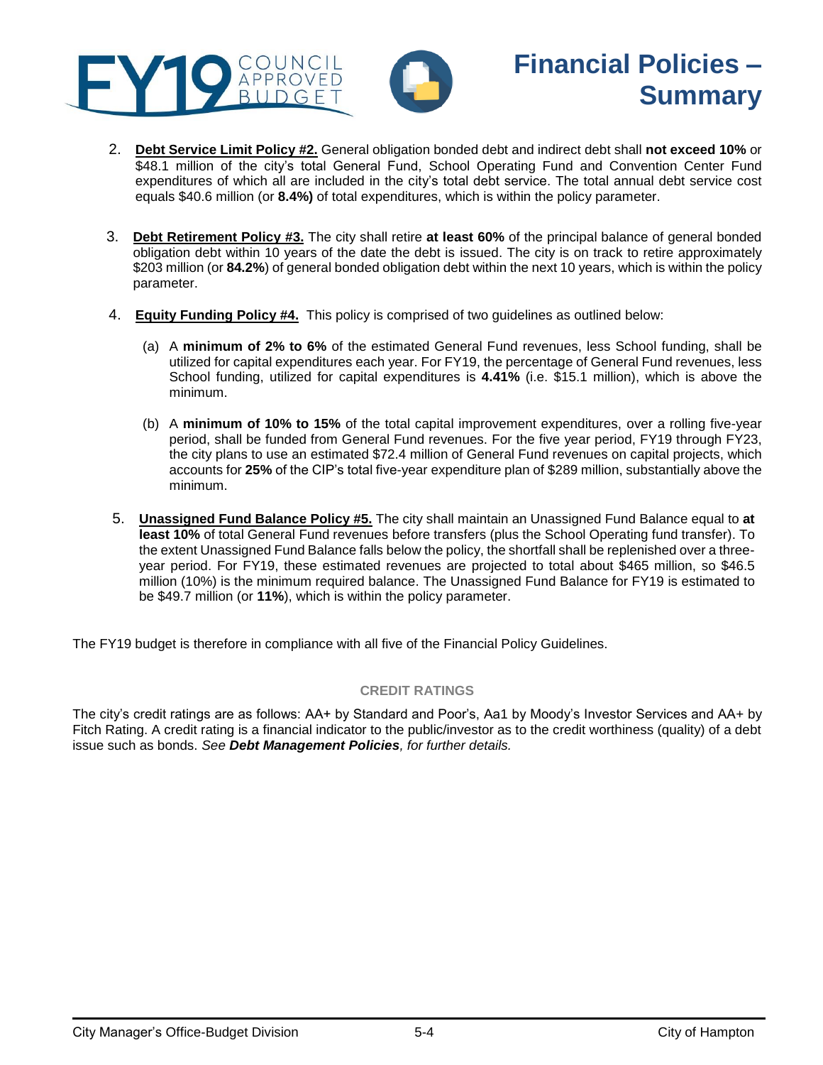2. **Debt Service Limit Policy #2.** General obligation bonded debt and indirect debt shall **not exceed 10%** or $48.1 million of the city's total General Fund, School Operating Fund and Convention Center Fund expenditures of which all are included in the city's total debt service. The total annual debt service cost equals $40.6 million (or **8.4%)** of total expenditures, which is within the policy parameter.

3. **Debt Retirement Policy #3.** The city shall retire **at least 60%** of the principal balance of general bonded obligation debt within 10 years of the date the debt is issued. The city is on track to retire approximately $203 million (or **84.2%**) of general bonded obligation debt within the next 10 years, which is within the policy parameter.

4. **Equity Funding Policy #4.** This policy is comprised of two guidelines as outlined below:

   (a) A **minimum of 2% to 6%** of the estimated General Fund revenues, less School funding, shall be utilized for capital expenditures each year. For FY19, the percentage of General Fund revenues, less School funding, utilized for capital expenditures is **4.41%** (i.e. $15.1 million), which is above the minimum.

   (b) A **minimum of 10% to 15%** of the total capital improvement expenditures, over a rolling five-year period, shall be funded from General Fund revenues. For the five year period, FY19 through FY23, the city plans to use an estimated $72.4 million of General Fund revenues on capital projects, which accounts for **25%** of the CIP's total five-year expenditure plan of $289 million, substantially above the minimum.

5. **Unassigned Fund Balance Policy #5.** The city shall maintain an Unassigned Fund Balance equal to **at least 10%** of total General Fund revenues before transfers (plus the School Operating fund transfer). To the extent Unassigned Fund Balance falls below the policy, the shortfall shall be replenished over a three-year period. For FY19, these estimated revenues are projected to total about $465 million, so $46.5 million (10%) is the minimum required balance. The Unassigned Fund Balance for FY19 is estimated to be $49.7 million (or **11%**), which is within the policy parameter.

The FY19 budget is therefore in compliance with all five of the Financial Policy Guidelines.

## CREDIT RATINGS

The city's credit ratings are as follows: AA+ by Standard and Poor's, Aa1 by Moody's Investor Services and AA+ by Fitch Rating. A credit rating is a financial indicator to the public/investor as to the credit worthiness (quality) of a debt issue such as bonds. *See **Debt Management Policies**, for further details.*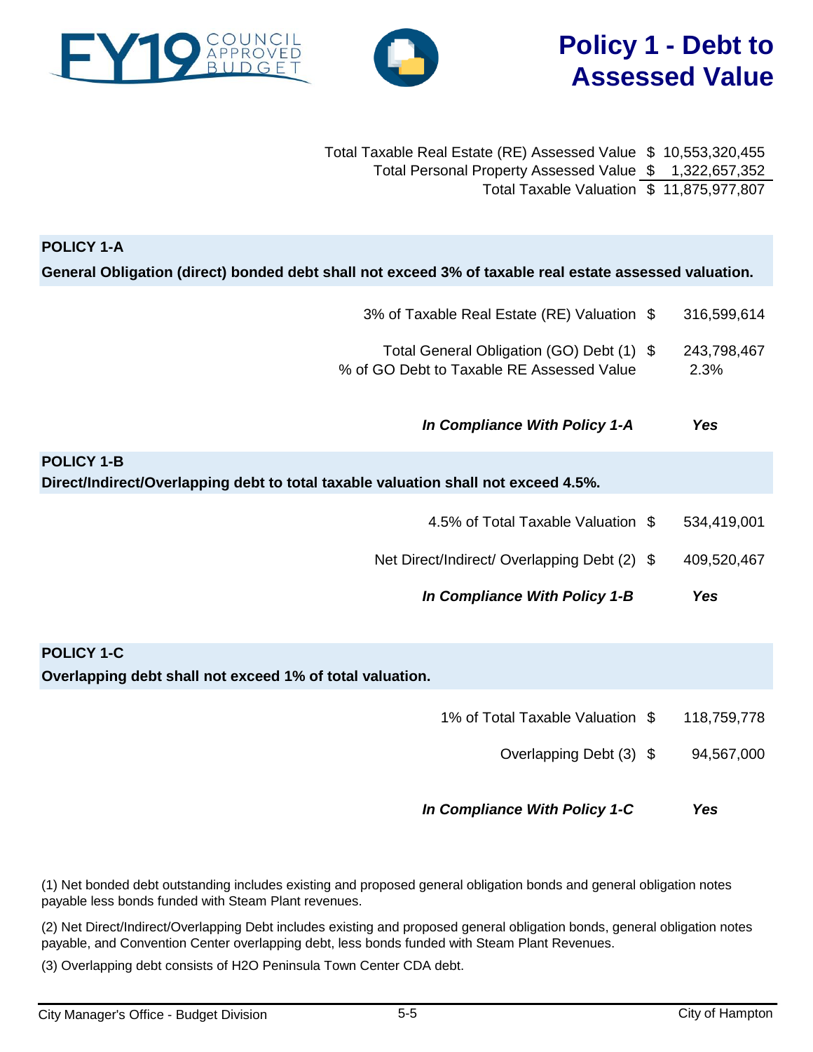# Policy 1 - Debt to Assessed Value

| | | |
|---|---|---|
| Total Taxable Real Estate (RE) Assessed Value | $ | 10,553,320,455 |
| Total Personal Property Assessed Value | $ | 1,322,657,352 |
| Total Taxable Valuation | $ | 11,875,977,807 |

## POLICY 1-A

**General Obligation (direct) bonded debt shall not exceed 3% of taxable real estate assessed valuation.**

| | | |
|---|---|---|
| 3% of Taxable Real Estate (RE) Valuation | $ | 316,599,614 |
| Total General Obligation (GO) Debt (1) | $ | 243,798,467 |
| % of GO Debt to Taxable RE Assessed Value | | 2.3% |
| ***In Compliance With Policy 1-A*** | | ***Yes*** |

## POLICY 1-B

**Direct/Indirect/Overlapping debt to total taxable valuation shall not exceed 4.5%.**

| | | |
|---|---|---|
| 4.5% of Total Taxable Valuation | $ | 534,419,001 |
| Net Direct/Indirect/ Overlapping Debt (2) | $ | 409,520,467 |
| ***In Compliance With Policy 1-B*** | | ***Yes*** |

## POLICY 1-C

**Overlapping debt shall not exceed 1% of total valuation.**

| | | |
|---|---|---|
| 1% of Total Taxable Valuation | $ | 118,759,778 |
| Overlapping Debt (3) | $ | 94,567,000 |
| ***In Compliance With Policy 1-C*** | | ***Yes*** |

(1) Net bonded debt outstanding includes existing and proposed general obligation bonds and general obligation notes payable less bonds funded with Steam Plant revenues.

(2) Net Direct/Indirect/Overlapping Debt includes existing and proposed general obligation bonds, general obligation notes payable, and Convention Center overlapping debt, less bonds funded with Steam Plant Revenues.

(3) Overlapping debt consists of H2O Peninsula Town Center CDA debt.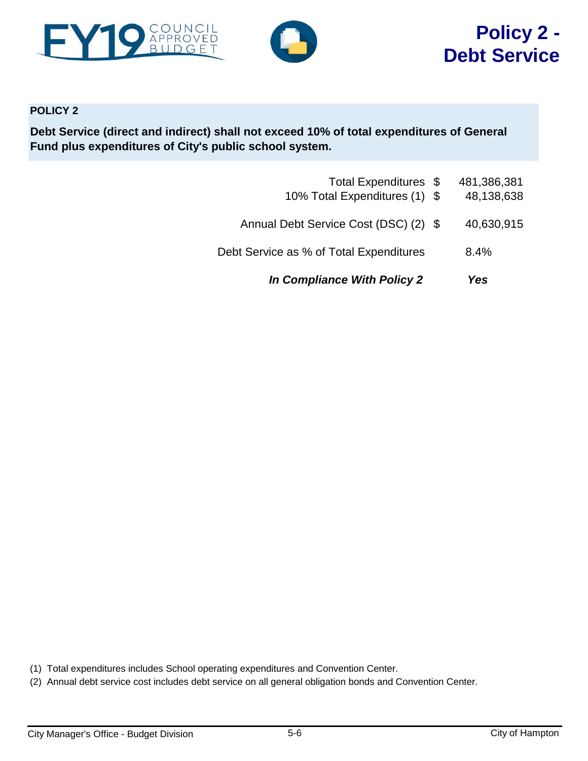# Policy 2 - Debt Service

**POLICY 2**

**Debt Service (direct and indirect) shall not exceed 10% of total expenditures of General Fund plus expenditures of City's public school system.**

| | | |
|---|---|---|
| Total Expenditures | $ | 481,386,381 |
| 10% Total Expenditures (1) | $ | 48,138,638 |
| Annual Debt Service Cost (DSC) (2) | $ | 40,630,915 |
| Debt Service as % of Total Expenditures | | 8.4% |
| ***In Compliance With Policy 2*** | | ***Yes*** |

(1) Total expenditures includes School operating expenditures and Convention Center.

(2) Annual debt service cost includes debt service on all general obligation bonds and Convention Center.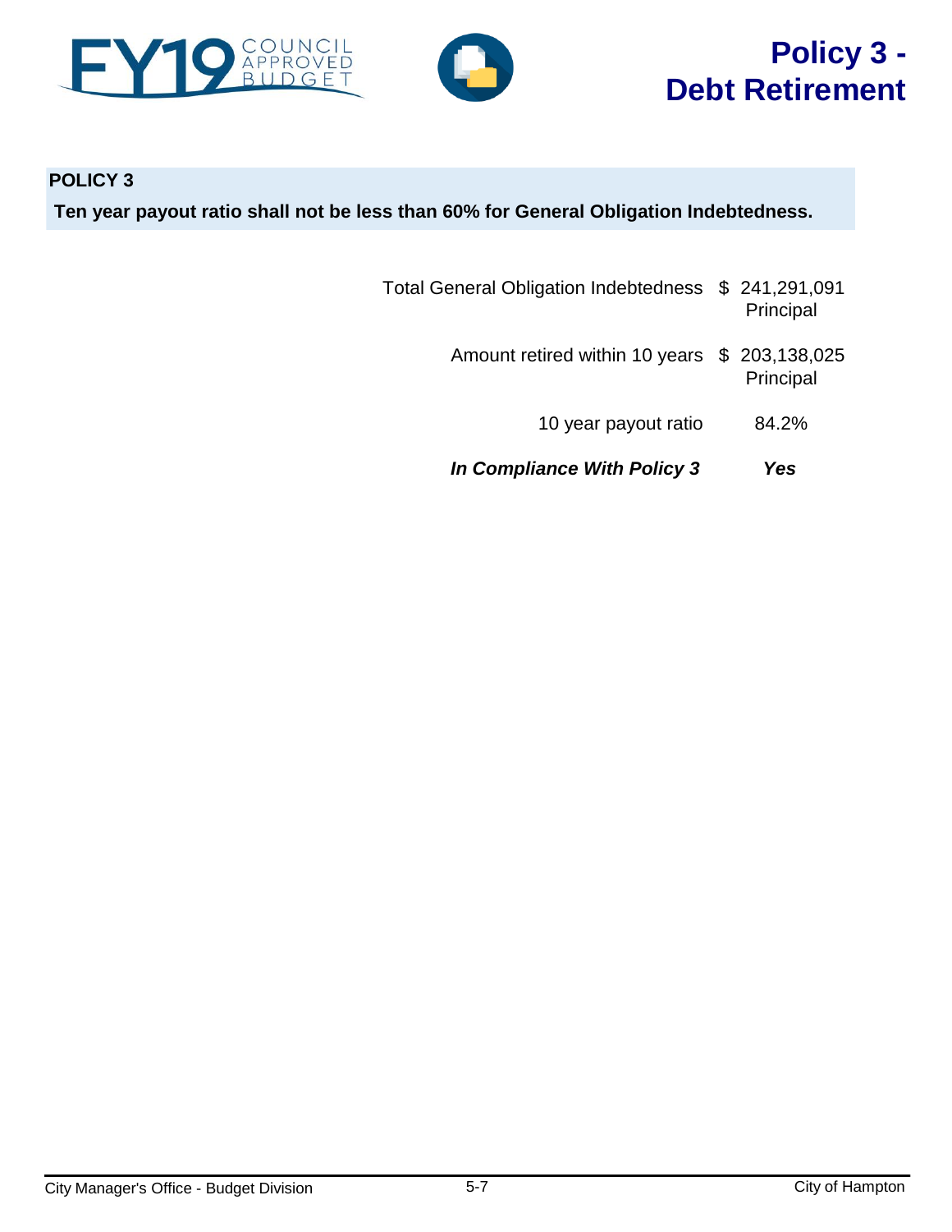# Policy 3 - Debt Retirement

**POLICY 3**

**Ten year payout ratio shall not be less than 60% for General Obligation Indebtedness.**

| | |
|---|---|
| Total General Obligation Indebtedness | $ 241,291,091 Principal |
| Amount retired within 10 years | $ 203,138,025 Principal |
| 10 year payout ratio | 84.2% |
| ***In Compliance With Policy 3*** | ***Yes*** |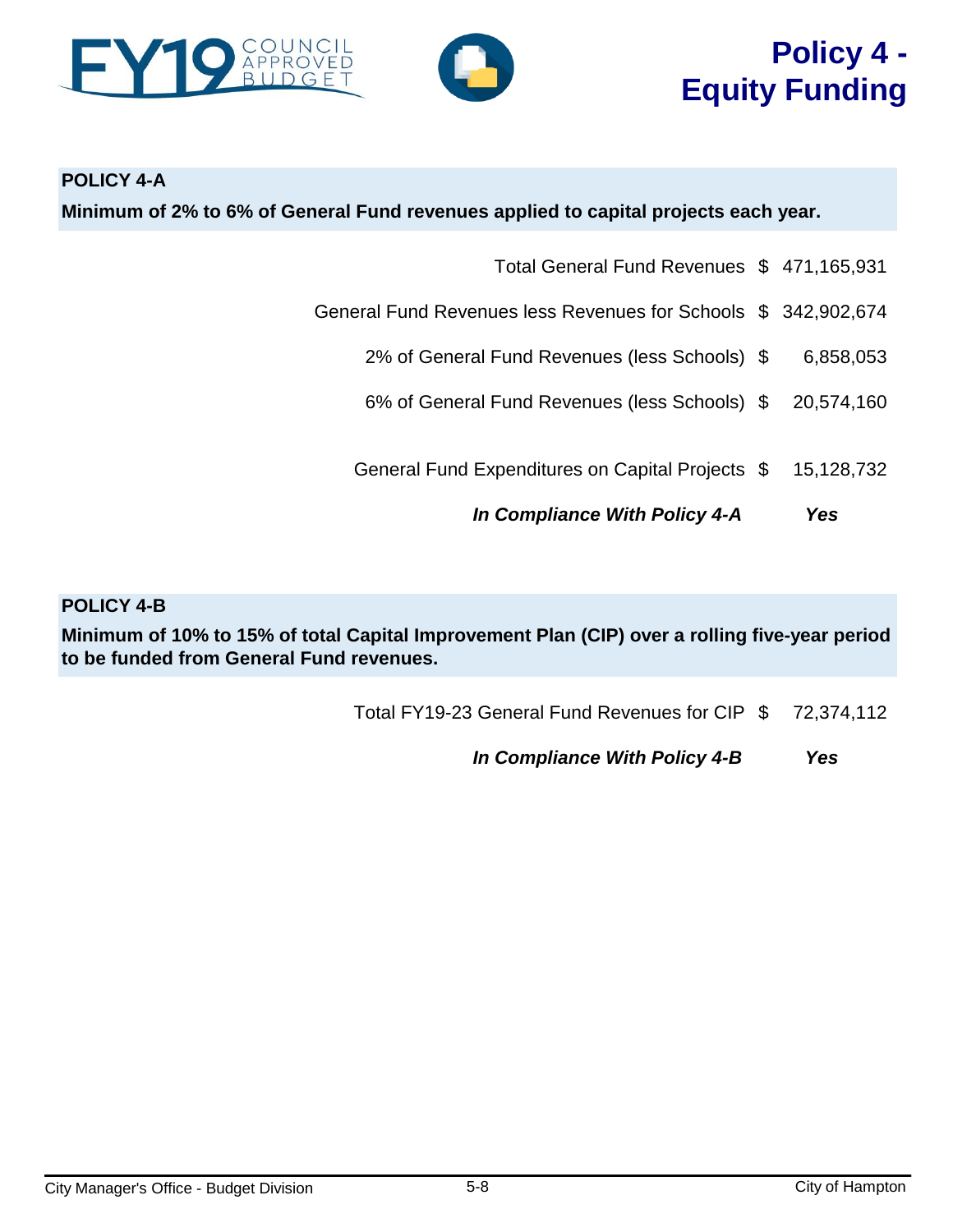# Policy 4 - Equity Funding

## POLICY 4-A

**Minimum of 2% to 6% of General Fund revenues applied to capital projects each year.**

| | | |
|---|---|---|
| Total General Fund Revenues | $ | 471,165,931 |
| General Fund Revenues less Revenues for Schools | $ | 342,902,674 |
| 2% of General Fund Revenues (less Schools) | $ | 6,858,053 |
| 6% of General Fund Revenues (less Schools) | $ | 20,574,160 |
| General Fund Expenditures on Capital Projects | $ | 15,128,732 |
| ***In Compliance With Policy 4-A*** | | ***Yes*** |

## POLICY 4-B

**Minimum of 10% to 15% of total Capital Improvement Plan (CIP) over a rolling five-year period to be funded from General Fund revenues.**

| | | |
|---|---|---|
| Total FY19-23 General Fund Revenues for CIP | $ | 72,374,112 |
| ***In Compliance With Policy 4-B*** | | ***Yes*** |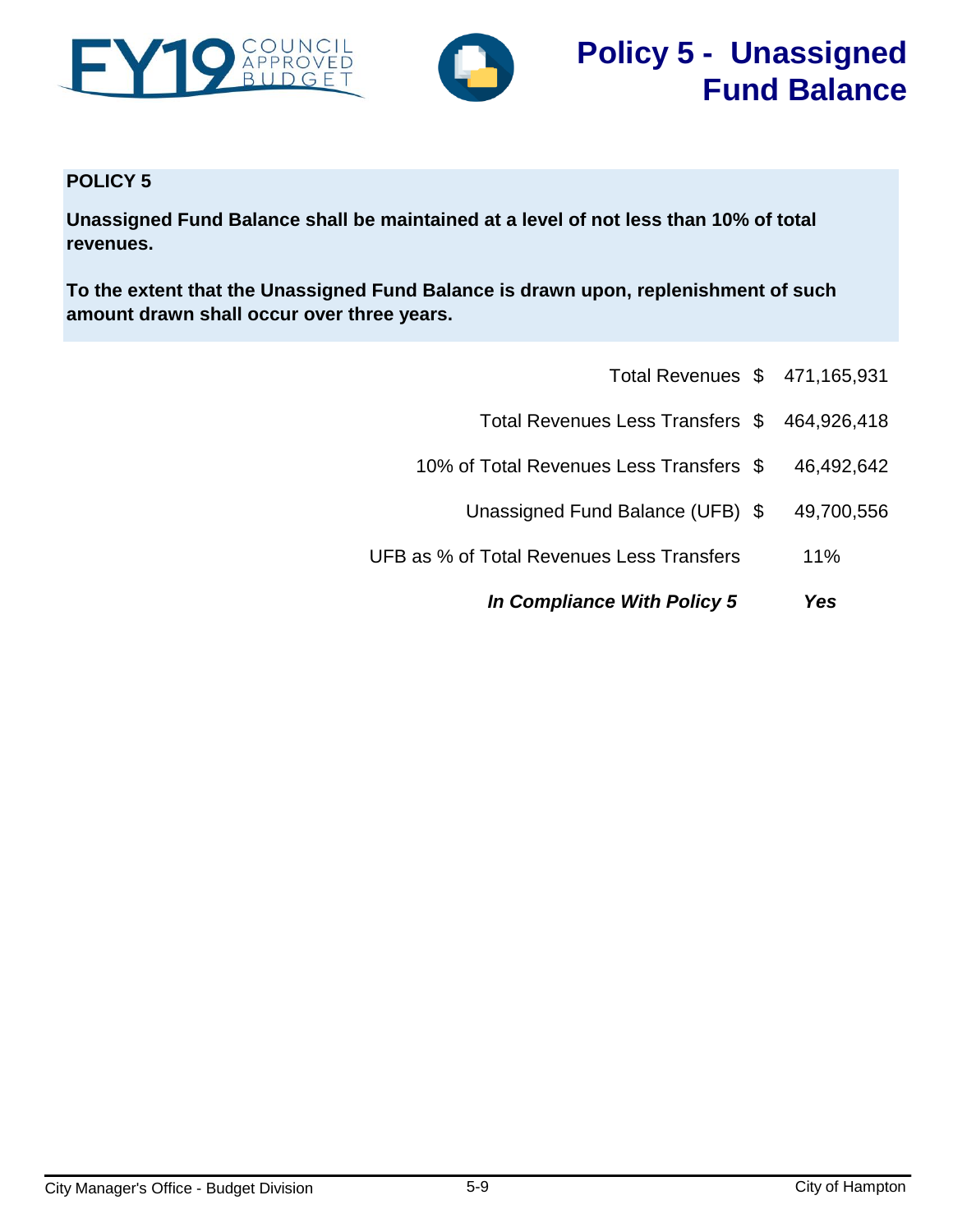# Policy 5 - Unassigned Fund Balance

**POLICY 5**

**Unassigned Fund Balance shall be maintained at a level of not less than 10% of total revenues.**

**To the extent that the Unassigned Fund Balance is drawn upon, replenishment of such amount drawn shall occur over three years.**

| | | |
|---|---|---|
| Total Revenues | $ | 471,165,931 |
| Total Revenues Less Transfers | $ | 464,926,418 |
| 10% of Total Revenues Less Transfers | $ | 46,492,642 |
| Unassigned Fund Balance (UFB) | $ | 49,700,556 |
| UFB as % of Total Revenues Less Transfers | | 11% |
| ***In Compliance With Policy 5*** | | ***Yes*** |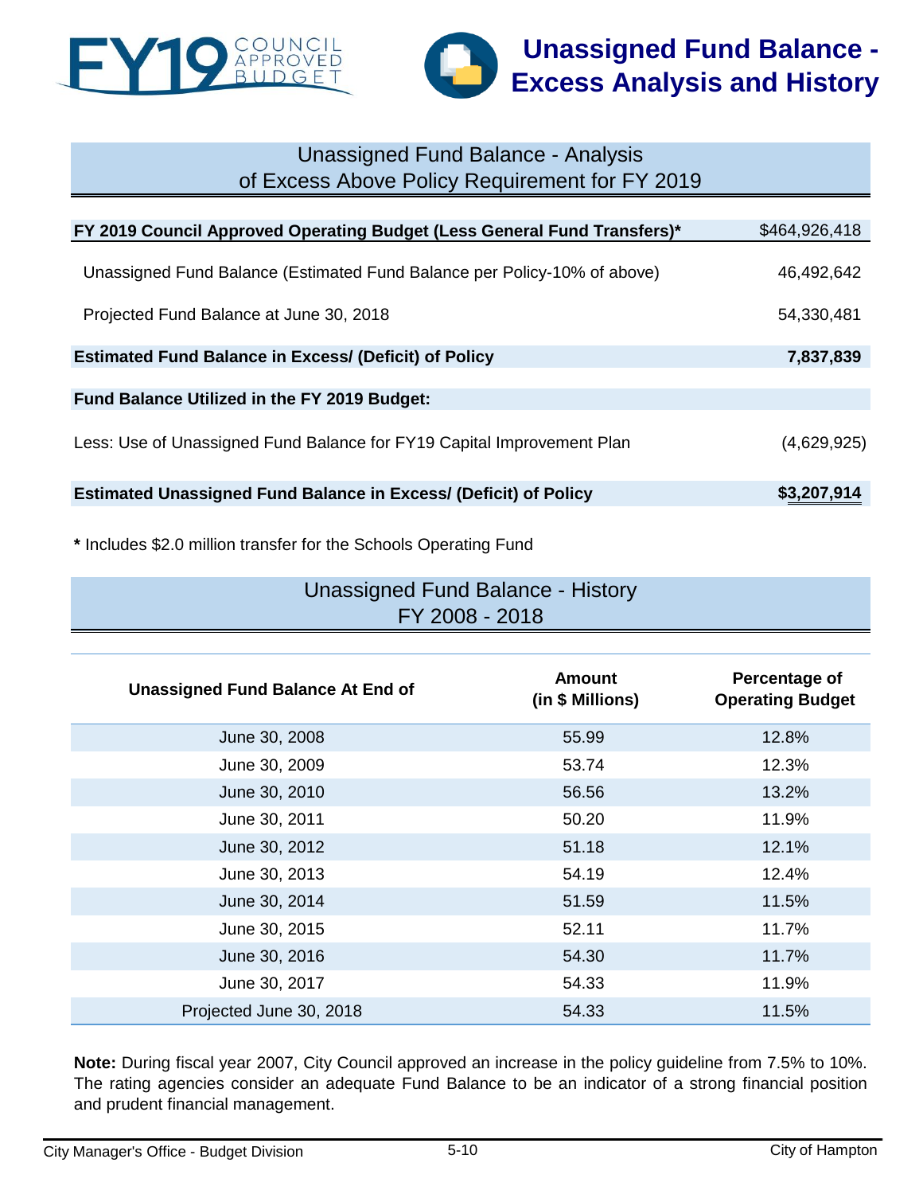# Unassigned Fund Balance - Excess Analysis and History

## Unassigned Fund Balance - Analysis of Excess Above Policy Requirement for FY 2019

| | |
|---|---|
| **FY 2019 Council Approved Operating Budget (Less General Fund Transfers)*** | $464,926,418 |
| Unassigned Fund Balance (Estimated Fund Balance per Policy-10% of above) | 46,492,642 |
| Projected Fund Balance at June 30, 2018 | 54,330,481 |
| **Estimated Fund Balance in Excess/ (Deficit) of Policy** | **7,837,839** |
| **Fund Balance Utilized in the FY 2019 Budget:** | |
| Less: Use of Unassigned Fund Balance for FY19 Capital Improvement Plan | (4,629,925) |
| **Estimated Unassigned Fund Balance in Excess/ (Deficit) of Policy** | **$3,207,914** |

**\*** Includes $2.0 million transfer for the Schools Operating Fund

## Unassigned Fund Balance - History FY 2008 - 2018

| Unassigned Fund Balance At End of | Amount (in $ Millions) | Percentage of Operating Budget |
|---|---|---|
| June 30, 2008 | 55.99 | 12.8% |
| June 30, 2009 | 53.74 | 12.3% |
| June 30, 2010 | 56.56 | 13.2% |
| June 30, 2011 | 50.20 | 11.9% |
| June 30, 2012 | 51.18 | 12.1% |
| June 30, 2013 | 54.19 | 12.4% |
| June 30, 2014 | 51.59 | 11.5% |
| June 30, 2015 | 52.11 | 11.7% |
| June 30, 2016 | 54.30 | 11.7% |
| June 30, 2017 | 54.33 | 11.9% |
| Projected June 30, 2018 | 54.33 | 11.5% |

**Note:** During fiscal year 2007, City Council approved an increase in the policy guideline from 7.5% to 10%. The rating agencies consider an adequate Fund Balance to be an indicator of a strong financial position and prudent financial management.